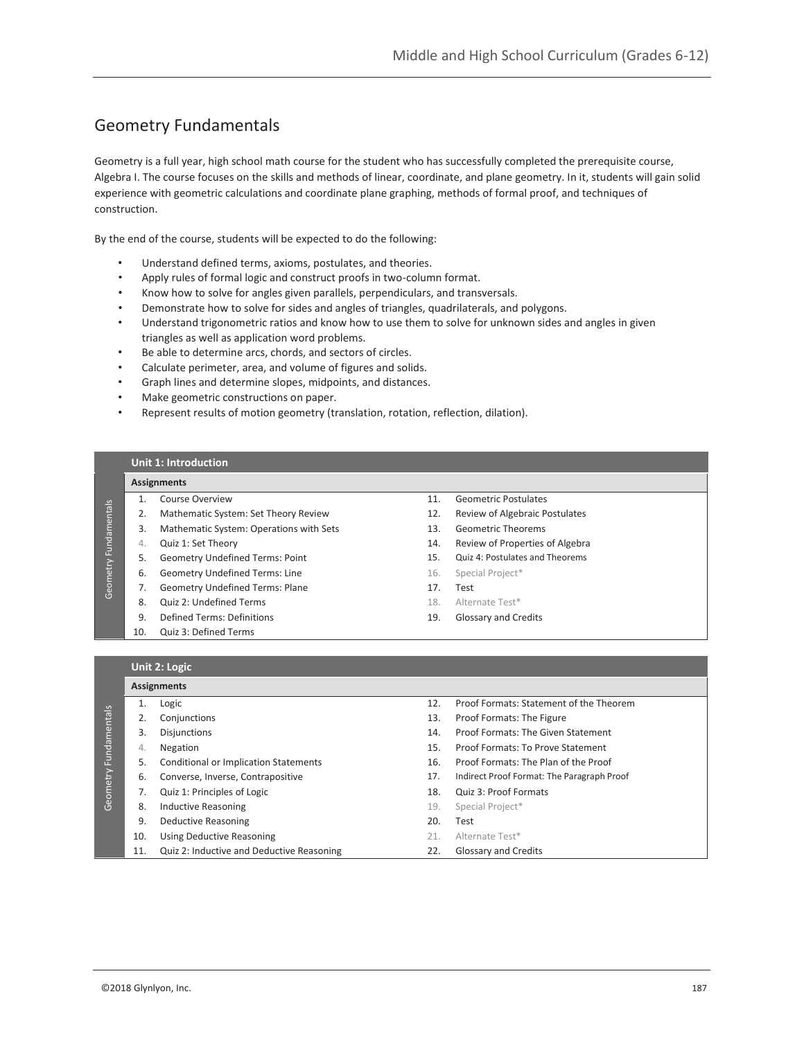# Geometry Fundamentals

Geometry is a full year, high school math course for the student who has successfully completed the prerequisite course, Algebra I. The course focuses on the skills and methods of linear, coordinate, and plane geometry. In it, students will gain solid experience with geometric calculations and coordinate plane graphing, methods of formal proof, and techniques of construction.

By the end of the course, students will be expected to do the following:

- Understand defined terms, axioms, postulates, and theories.
- Apply rules of formal logic and construct proofs in two-column format.
- Know how to solve for angles given parallels, perpendiculars, and transversals.
- Demonstrate how to solve for sides and angles of triangles, quadrilaterals, and polygons.
- Understand trigonometric ratios and know how to use them to solve for unknown sides and angles in given triangles as well as application word problems.
- Be able to determine arcs, chords, and sectors of circles.
- Calculate perimeter, area, and volume of figures and solids.
- Graph lines and determine slopes, midpoints, and distances.
- Make geometric constructions on paper.
- Represent results of motion geometry (translation, rotation, reflection, dilation).

## Unit 1: Introduction

**Assignments**

1. Course Overview
2. Mathematic System: Set Theory Review
3. Mathematic System: Operations with Sets
4. Quiz 1: Set Theory
5. Geometry Undefined Terms: Point
6. Geometry Undefined Terms: Line
7. Geometry Undefined Terms: Plane
8. Quiz 2: Undefined Terms
9. Defined Terms: Definitions
10. Quiz 3: Defined Terms
11. Geometric Postulates
12. Review of Algebraic Postulates
13. Geometric Theorems
14. Review of Properties of Algebra
15. Quiz 4: Postulates and Theorems
16. Special Project*
17. Test
18. Alternate Test*
19. Glossary and Credits

## Unit 2: Logic

**Assignments**

1. Logic
2. Conjunctions
3. Disjunctions
4. Negation
5. Conditional or Implication Statements
6. Converse, Inverse, Contrapositive
7. Quiz 1: Principles of Logic
8. Inductive Reasoning
9. Deductive Reasoning
10. Using Deductive Reasoning
11. Quiz 2: Inductive and Deductive Reasoning
12. Proof Formats: Statement of the Theorem
13. Proof Formats: The Figure
14. Proof Formats: The Given Statement
15. Proof Formats: To Prove Statement
16. Proof Formats: The Plan of the Proof
17. Indirect Proof Format: The Paragraph Proof
18. Quiz 3: Proof Formats
19. Special Project*
20. Test
21. Alternate Test*
22. Glossary and Credits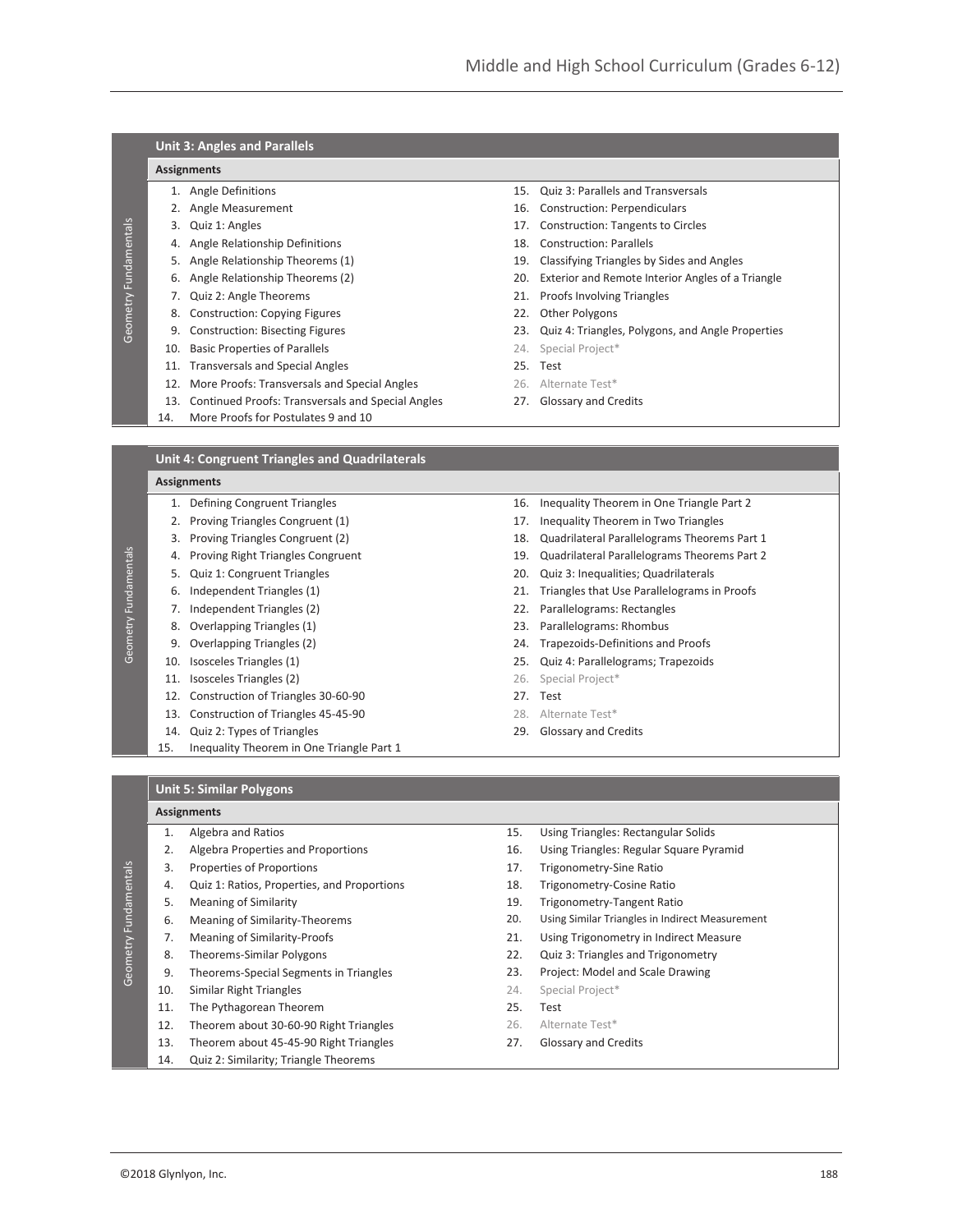## Unit 3: Angles and Parallels

*Geometry Fundamentals*

**Assignments**

1. Angle Definitions
2. Angle Measurement
3. Quiz 1: Angles
4. Angle Relationship Definitions
5. Angle Relationship Theorems (1)
6. Angle Relationship Theorems (2)
7. Quiz 2: Angle Theorems
8. Construction: Copying Figures
9. Construction: Bisecting Figures
10. Basic Properties of Parallels
11. Transversals and Special Angles
12. More Proofs: Transversals and Special Angles
13. Continued Proofs: Transversals and Special Angles
14. More Proofs for Postulates 9 and 10
15. Quiz 3: Parallels and Transversals
16. Construction: Perpendiculars
17. Construction: Tangents to Circles
18. Construction: Parallels
19. Classifying Triangles by Sides and Angles
20. Exterior and Remote Interior Angles of a Triangle
21. Proofs Involving Triangles
22. Other Polygons
23. Quiz 4: Triangles, Polygons, and Angle Properties
24. Special Project*
25. Test
26. Alternate Test*
27. Glossary and Credits

## Unit 4: Congruent Triangles and Quadrilaterals

*Geometry Fundamentals*

**Assignments**

1. Defining Congruent Triangles
2. Proving Triangles Congruent (1)
3. Proving Triangles Congruent (2)
4. Proving Right Triangles Congruent
5. Quiz 1: Congruent Triangles
6. Independent Triangles (1)
7. Independent Triangles (2)
8. Overlapping Triangles (1)
9. Overlapping Triangles (2)
10. Isosceles Triangles (1)
11. Isosceles Triangles (2)
12. Construction of Triangles 30-60-90
13. Construction of Triangles 45-45-90
14. Quiz 2: Types of Triangles
15. Inequality Theorem in One Triangle Part 1
16. Inequality Theorem in One Triangle Part 2
17. Inequality Theorem in Two Triangles
18. Quadrilateral Parallelograms Theorems Part 1
19. Quadrilateral Parallelograms Theorems Part 2
20. Quiz 3: Inequalities; Quadrilaterals
21. Triangles that Use Parallelograms in Proofs
22. Parallelograms: Rectangles
23. Parallelograms: Rhombus
24. Trapezoids-Definitions and Proofs
25. Quiz 4: Parallelograms; Trapezoids
26. Special Project*
27. Test
28. Alternate Test*
29. Glossary and Credits

## Unit 5: Similar Polygons

*Geometry Fundamentals*

**Assignments**

1. Algebra and Ratios
2. Algebra Properties and Proportions
3. Properties of Proportions
4. Quiz 1: Ratios, Properties, and Proportions
5. Meaning of Similarity
6. Meaning of Similarity-Theorems
7. Meaning of Similarity-Proofs
8. Theorems-Similar Polygons
9. Theorems-Special Segments in Triangles
10. Similar Right Triangles
11. The Pythagorean Theorem
12. Theorem about 30-60-90 Right Triangles
13. Theorem about 45-45-90 Right Triangles
14. Quiz 2: Similarity; Triangle Theorems
15. Using Triangles: Rectangular Solids
16. Using Triangles: Regular Square Pyramid
17. Trigonometry-Sine Ratio
18. Trigonometry-Cosine Ratio
19. Trigonometry-Tangent Ratio
20. Using Similar Triangles in Indirect Measurement
21. Using Trigonometry in Indirect Measure
22. Quiz 3: Triangles and Trigonometry
23. Project: Model and Scale Drawing
24. Special Project*
25. Test
26. Alternate Test*
27. Glossary and Credits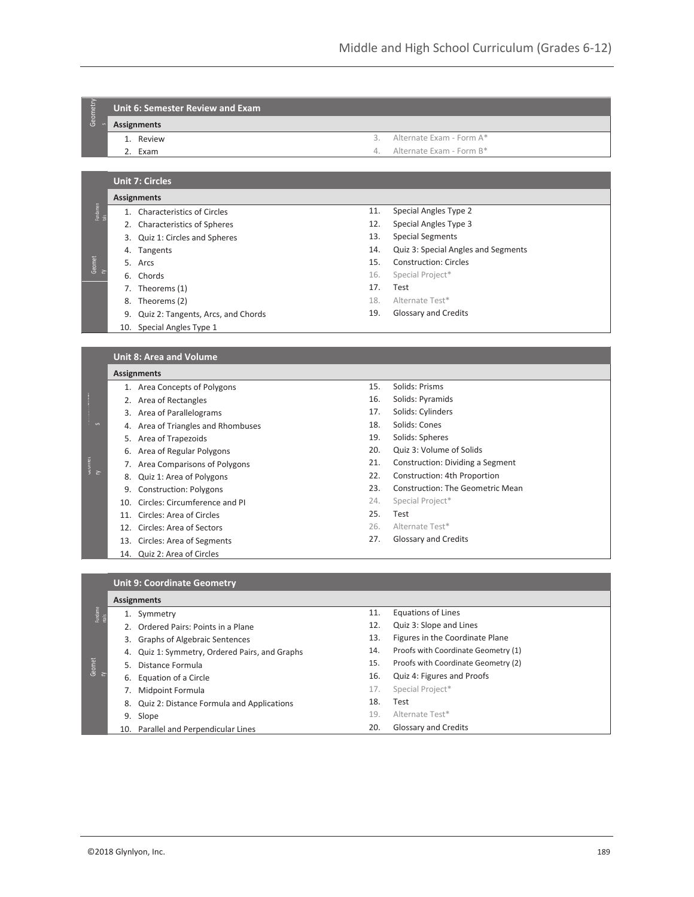### Unit 6: Semester Review and Exam

**Assignments**

1. Review
2. Exam
3. Alternate Exam - Form A*
4. Alternate Exam - Form B*

### Unit 7: Circles

**Assignments**

1. Characteristics of Circles
2. Characteristics of Spheres
3. Quiz 1: Circles and Spheres
4. Tangents
5. Arcs
6. Chords
7. Theorems (1)
8. Theorems (2)
9. Quiz 2: Tangents, Arcs, and Chords
10. Special Angles Type 1
11. Special Angles Type 2
12. Special Angles Type 3
13. Special Segments
14. Quiz 3: Special Angles and Segments
15. Construction: Circles
16. Special Project*
17. Test
18. Alternate Test*
19. Glossary and Credits

### Unit 8: Area and Volume

**Assignments**

1. Area Concepts of Polygons
2. Area of Rectangles
3. Area of Parallelograms
4. Area of Triangles and Rhombuses
5. Area of Trapezoids
6. Area of Regular Polygons
7. Area Comparisons of Polygons
8. Quiz 1: Area of Polygons
9. Construction: Polygons
10. Circles: Circumference and PI
11. Circles: Area of Circles
12. Circles: Area of Sectors
13. Circles: Area of Segments
14. Quiz 2: Area of Circles
15. Solids: Prisms
16. Solids: Pyramids
17. Solids: Cylinders
18. Solids: Cones
19. Solids: Spheres
20. Quiz 3: Volume of Solids
21. Construction: Dividing a Segment
22. Construction: 4th Proportion
23. Construction: The Geometric Mean
24. Special Project*
25. Test
26. Alternate Test*
27. Glossary and Credits

### Unit 9: Coordinate Geometry

**Assignments**

1. Symmetry
2. Ordered Pairs: Points in a Plane
3. Graphs of Algebraic Sentences
4. Quiz 1: Symmetry, Ordered Pairs, and Graphs
5. Distance Formula
6. Equation of a Circle
7. Midpoint Formula
8. Quiz 2: Distance Formula and Applications
9. Slope
10. Parallel and Perpendicular Lines
11. Equations of Lines
12. Quiz 3: Slope and Lines
13. Figures in the Coordinate Plane
14. Proofs with Coordinate Geometry (1)
15. Proofs with Coordinate Geometry (2)
16. Quiz 4: Figures and Proofs
17. Special Project*
18. Test
19. Alternate Test*
20. Glossary and Credits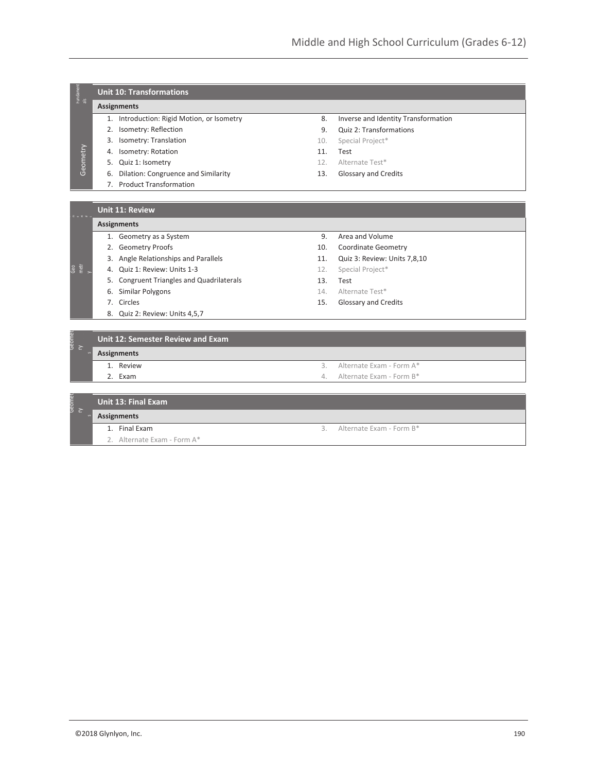## Unit 10: Transformations

**Assignments**

1. Introduction: Rigid Motion, or Isometry
2. Isometry: Reflection
3. Isometry: Translation
4. Isometry: Rotation
5. Quiz 1: Isometry
6. Dilation: Congruence and Similarity
7. Product Transformation
8. Inverse and Identity Transformation
9. Quiz 2: Transformations
10. Special Project*
11. Test
12. Alternate Test*
13. Glossary and Credits

## Unit 11: Review

**Assignments**

1. Geometry as a System
2. Geometry Proofs
3. Angle Relationships and Parallels
4. Quiz 1: Review: Units 1-3
5. Congruent Triangles and Quadrilaterals
6. Similar Polygons
7. Circles
8. Quiz 2: Review: Units 4,5,7
9. Area and Volume
10. Coordinate Geometry
11. Quiz 3: Review: Units 7,8,10
12. Special Project*
13. Test
14. Alternate Test*
15. Glossary and Credits

## Unit 12: Semester Review and Exam

**Assignments**

1. Review
2. Exam
3. Alternate Exam - Form A*
4. Alternate Exam - Form B*

## Unit 13: Final Exam

**Assignments**

1. Final Exam
2. Alternate Exam - Form A*
3. Alternate Exam - Form B*